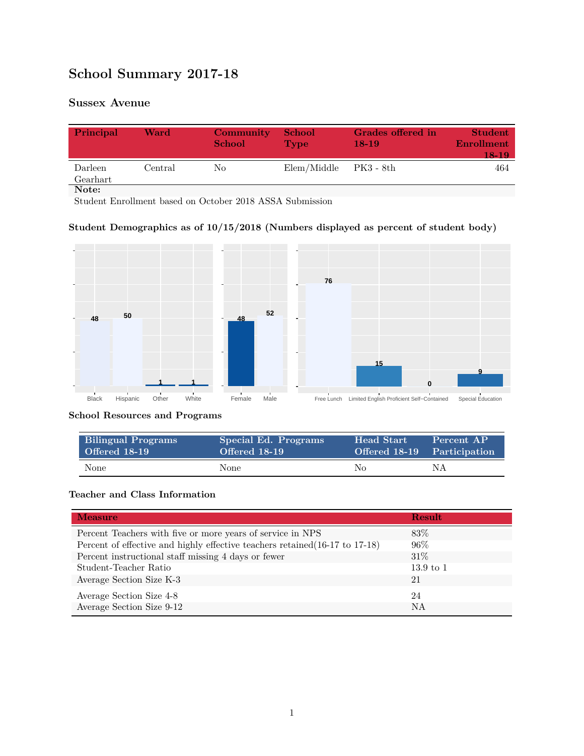# School Summary 2017-18

## Sussex Avenue

| Principal | Ward | Community School | School Type | Grades offered in 18-19 | Student Enrollment 18-19 |
|---|---|---|---|---|---|
| Darleen Gearhart | Central | No | Elem/Middle | PK3 - 8th | 464 |

**Note:**

Student Enrollment based on October 2018 ASSA Submission

### Student Demographics as of 10/15/2018 (Numbers displayed as percent of student body)

48
50
1
1
Black
Hispanic
Other
White

48
52
Female
Male

76
15
0
9
Free Lunch
Limited English Proficient
Self−Contained
Special Education

### School Resources and Programs

| Bilingual Programs Offered 18-19 | Special Ed. Programs Offered 18-19 | Head Start Offered 18-19 | Percent AP Participation |
|---|---|---|---|
| None | None | No | NA |

### Teacher and Class Information

| Measure | Result |
|---|---|
| Percent Teachers with five or more years of service in NPS | 83% |
| Percent of effective and highly effective teachers retained(16-17 to 17-18) | 96% |
| Percent instructional staff missing 4 days or fewer | 31% |
| Student-Teacher Ratio | 13.9 to 1 |
| Average Section Size K-3 | 21 |
| Average Section Size 4-8 | 24 |
| Average Section Size 9-12 | NA |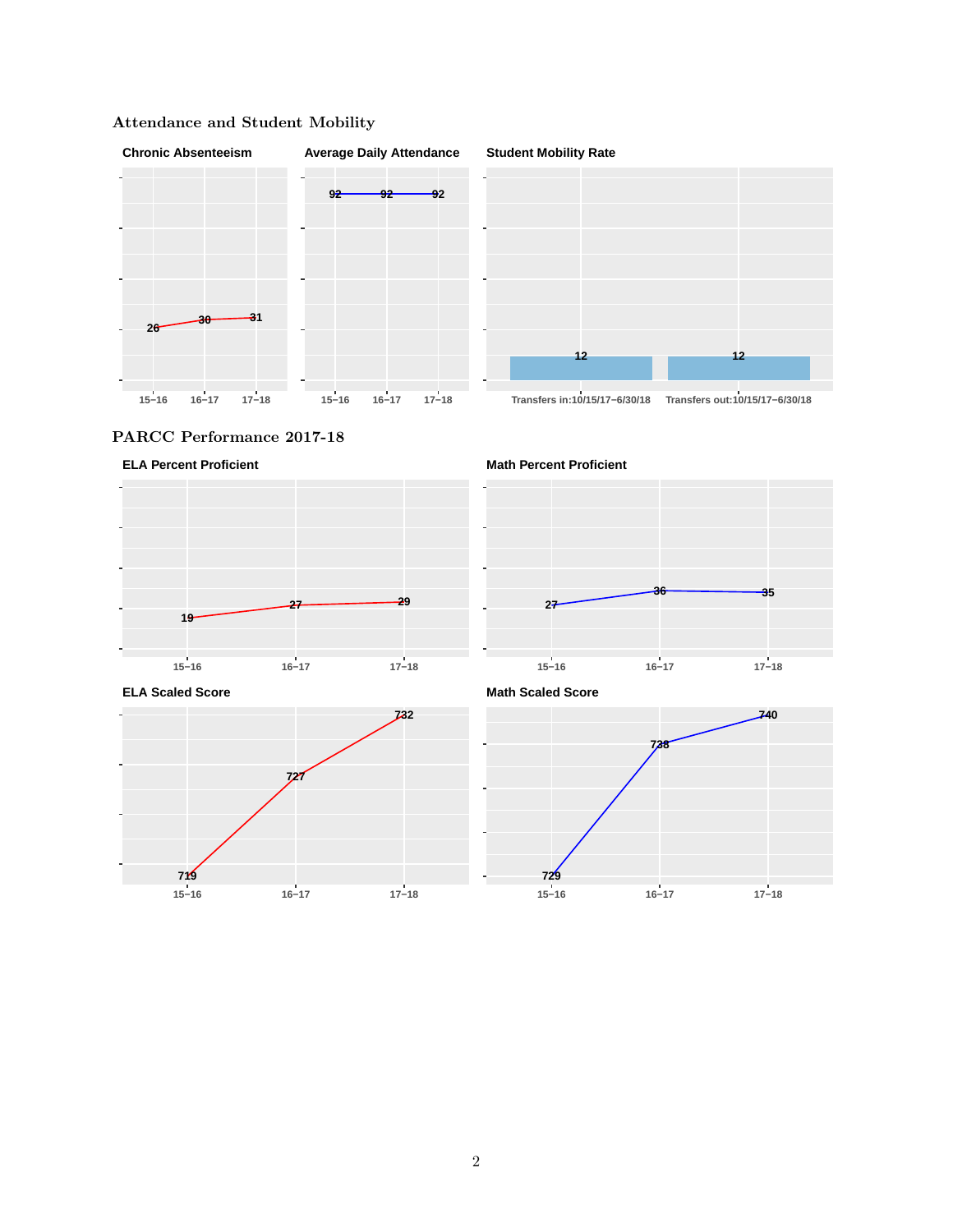## Attendance and Student Mobility

**Chronic Absenteeism**

26
30
31

15−16
16−17
17−18

**Average Daily Attendance**

92
92
92

15−16
16−17
17−18

**Student Mobility Rate**

12
12

Transfers in:10/15/17−6/30/18
Transfers out:10/15/17−6/30/18

## PARCC Performance 2017-18

**ELA Percent Proficient**

19
27
29

15−16
16−17
17−18

**Math Percent Proficient**

27
36
35

15−16
16−17
17−18

**ELA Scaled Score**

719
727
732

15−16
16−17
17−18

**Math Scaled Score**

729
738
740

15−16
16−17
17−18